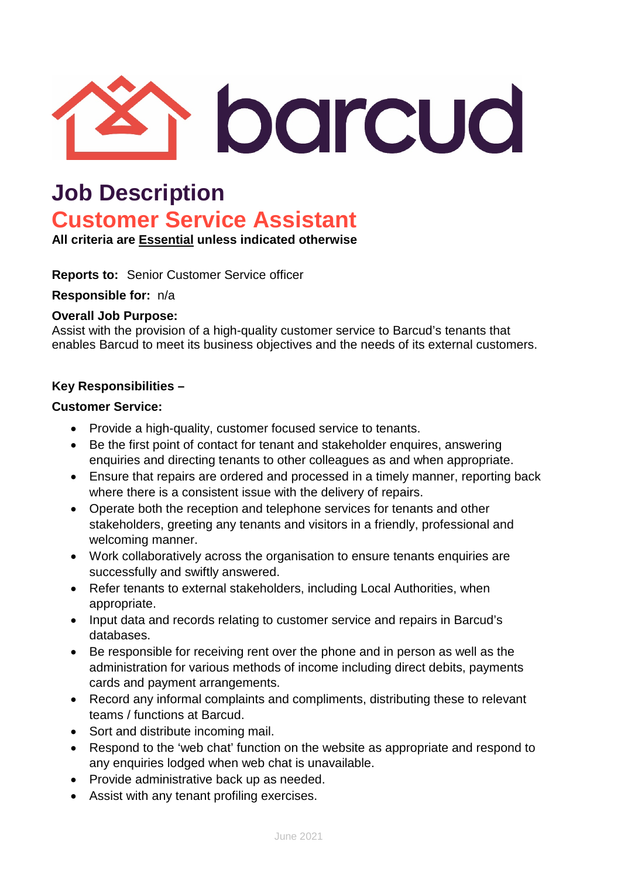barcud

# Job Description

## Customer Service Assistant

**All criteria are <u>Essential</u> unless indicated otherwise**

**Reports to:** Senior Customer Service officer

**Responsible for:** n/a

**Overall Job Purpose:**
Assist with the provision of a high-quality customer service to Barcud's tenants that enables Barcud to meet its business objectives and the needs of its external customers.

**Key Responsibilities –**

**Customer Service:**

- Provide a high-quality, customer focused service to tenants.
- Be the first point of contact for tenant and stakeholder enquires, answering enquiries and directing tenants to other colleagues as and when appropriate.
- Ensure that repairs are ordered and processed in a timely manner, reporting back where there is a consistent issue with the delivery of repairs.
- Operate both the reception and telephone services for tenants and other stakeholders, greeting any tenants and visitors in a friendly, professional and welcoming manner.
- Work collaboratively across the organisation to ensure tenants enquiries are successfully and swiftly answered.
- Refer tenants to external stakeholders, including Local Authorities, when appropriate.
- Input data and records relating to customer service and repairs in Barcud's databases.
- Be responsible for receiving rent over the phone and in person as well as the administration for various methods of income including direct debits, payments cards and payment arrangements.
- Record any informal complaints and compliments, distributing these to relevant teams / functions at Barcud.
- Sort and distribute incoming mail.
- Respond to the 'web chat' function on the website as appropriate and respond to any enquiries lodged when web chat is unavailable.
- Provide administrative back up as needed.
- Assist with any tenant profiling exercises.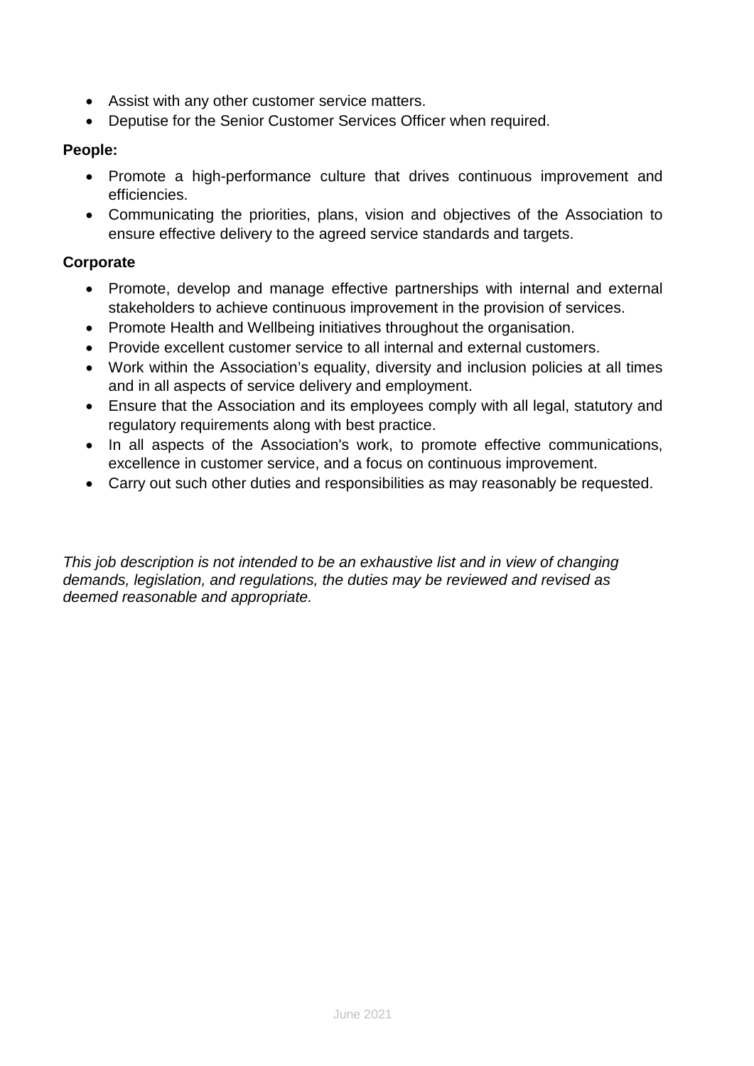- Assist with any other customer service matters.
- Deputise for the Senior Customer Services Officer when required.

**People:**

- Promote a high-performance culture that drives continuous improvement and efficiencies.
- Communicating the priorities, plans, vision and objectives of the Association to ensure effective delivery to the agreed service standards and targets.

**Corporate**

- Promote, develop and manage effective partnerships with internal and external stakeholders to achieve continuous improvement in the provision of services.
- Promote Health and Wellbeing initiatives throughout the organisation.
- Provide excellent customer service to all internal and external customers.
- Work within the Association's equality, diversity and inclusion policies at all times and in all aspects of service delivery and employment.
- Ensure that the Association and its employees comply with all legal, statutory and regulatory requirements along with best practice.
- In all aspects of the Association's work, to promote effective communications, excellence in customer service, and a focus on continuous improvement.
- Carry out such other duties and responsibilities as may reasonably be requested.

*This job description is not intended to be an exhaustive list and in view of changing demands, legislation, and regulations, the duties may be reviewed and revised as deemed reasonable and appropriate.*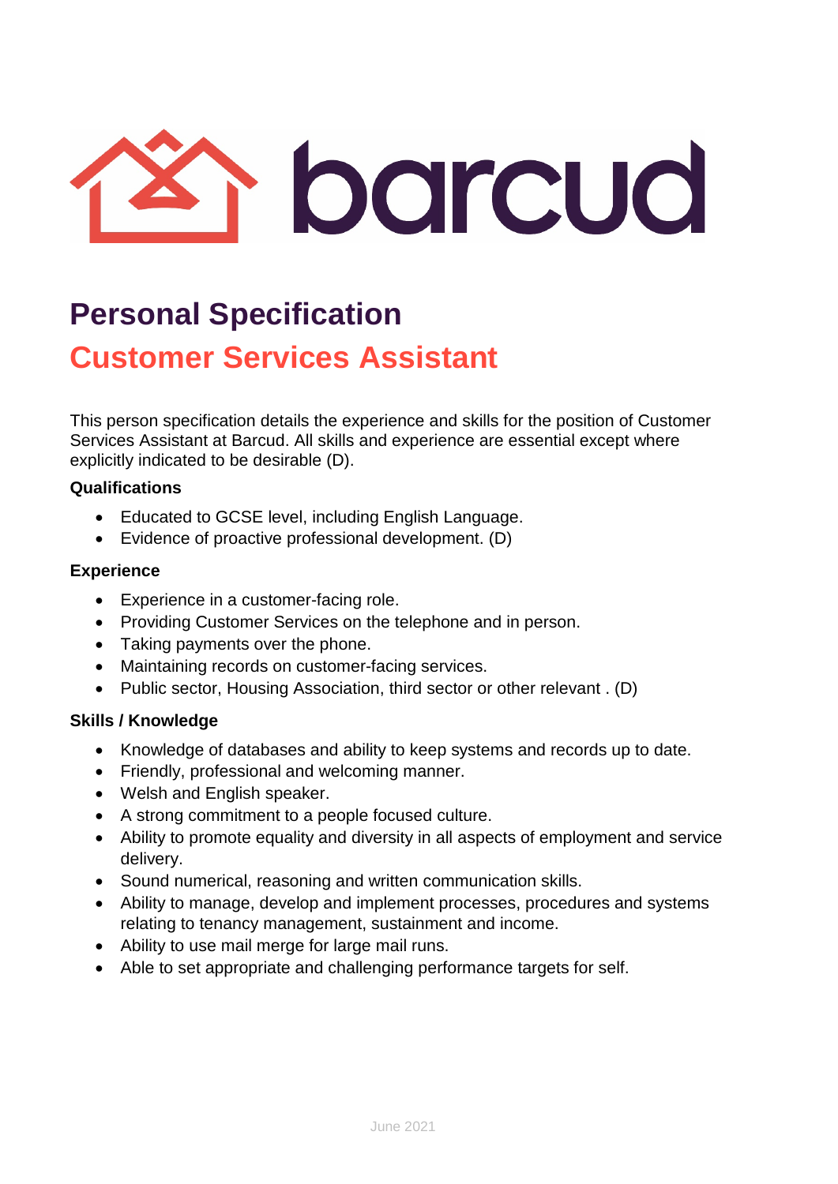# Personal Specification

## Customer Services Assistant

This person specification details the experience and skills for the position of Customer Services Assistant at Barcud. All skills and experience are essential except where explicitly indicated to be desirable (D).

### Qualifications

- Educated to GCSE level, including English Language.
- Evidence of proactive professional development. (D)

### Experience

- Experience in a customer-facing role.
- Providing Customer Services on the telephone and in person.
- Taking payments over the phone.
- Maintaining records on customer-facing services.
- Public sector, Housing Association, third sector or other relevant . (D)

### Skills / Knowledge

- Knowledge of databases and ability to keep systems and records up to date.
- Friendly, professional and welcoming manner.
- Welsh and English speaker.
- A strong commitment to a people focused culture.
- Ability to promote equality and diversity in all aspects of employment and service delivery.
- Sound numerical, reasoning and written communication skills.
- Ability to manage, develop and implement processes, procedures and systems relating to tenancy management, sustainment and income.
- Ability to use mail merge for large mail runs.
- Able to set appropriate and challenging performance targets for self.

June 2021